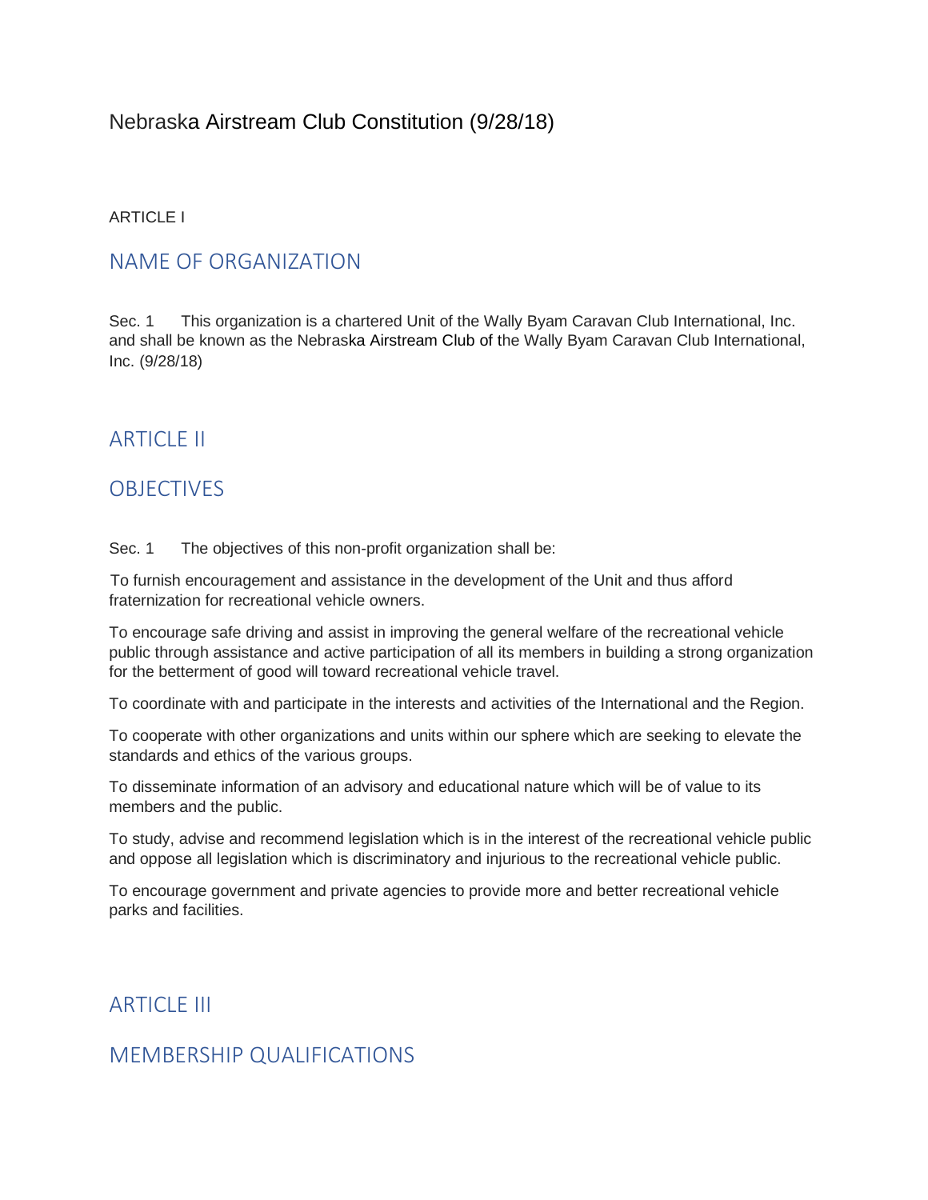# Nebraska Airstream Club Constitution (9/28/18)

ARTICLE I

## NAME OF ORGANIZATION

Sec. 1 This organization is a chartered Unit of the Wally Byam Caravan Club International, Inc. and shall be known as the Nebraska Airstream Club of the Wally Byam Caravan Club International, Inc. (9/28/18)

## ARTICLE II

## OBJECTIVES

Sec. 1 The objectives of this non-profit organization shall be:

To furnish encouragement and assistance in the development of the Unit and thus afford fraternization for recreational vehicle owners.

To encourage safe driving and assist in improving the general welfare of the recreational vehicle public through assistance and active participation of all its members in building a strong organization for the betterment of good will toward recreational vehicle travel.

To coordinate with and participate in the interests and activities of the International and the Region.

To cooperate with other organizations and units within our sphere which are seeking to elevate the standards and ethics of the various groups.

To disseminate information of an advisory and educational nature which will be of value to its members and the public.

To study, advise and recommend legislation which is in the interest of the recreational vehicle public and oppose all legislation which is discriminatory and injurious to the recreational vehicle public.

To encourage government and private agencies to provide more and better recreational vehicle parks and facilities.

## ARTICLE III

## MEMBERSHIP QUALIFICATIONS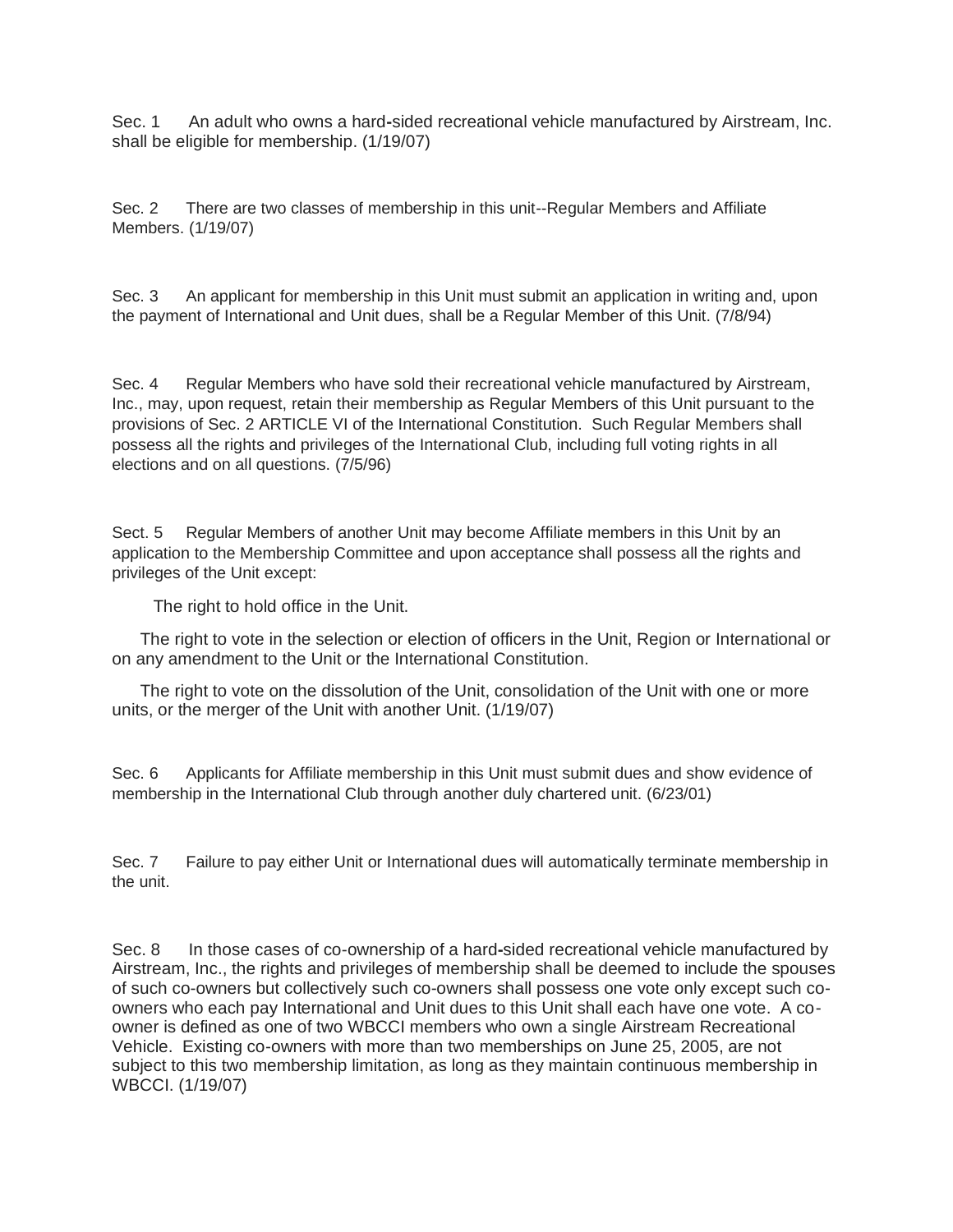Sec. 1 An adult who owns a hard-sided recreational vehicle manufactured by Airstream, Inc. shall be eligible for membership. (1/19/07)

Sec. 2 There are two classes of membership in this unit--Regular Members and Affiliate Members. (1/19/07)

Sec. 3 An applicant for membership in this Unit must submit an application in writing and, upon the payment of International and Unit dues, shall be a Regular Member of this Unit. (7/8/94)

Sec. 4 Regular Members who have sold their recreational vehicle manufactured by Airstream, Inc., may, upon request, retain their membership as Regular Members of this Unit pursuant to the provisions of Sec. 2 ARTICLE VI of the International Constitution. Such Regular Members shall possess all the rights and privileges of the International Club, including full voting rights in all elections and on all questions. (7/5/96)

Sect. 5 Regular Members of another Unit may become Affiliate members in this Unit by an application to the Membership Committee and upon acceptance shall possess all the rights and privileges of the Unit except:

The right to hold office in the Unit.

The right to vote in the selection or election of officers in the Unit, Region or International or on any amendment to the Unit or the International Constitution.

The right to vote on the dissolution of the Unit, consolidation of the Unit with one or more units, or the merger of the Unit with another Unit. (1/19/07)

Sec. 6 Applicants for Affiliate membership in this Unit must submit dues and show evidence of membership in the International Club through another duly chartered unit. (6/23/01)

Sec. 7 Failure to pay either Unit or International dues will automatically terminate membership in the unit.

Sec. 8 In those cases of co-ownership of a hard-sided recreational vehicle manufactured by Airstream, Inc., the rights and privileges of membership shall be deemed to include the spouses of such co-owners but collectively such co-owners shall possess one vote only except such co-owners who each pay International and Unit dues to this Unit shall each have one vote. A co-owner is defined as one of two WBCCI members who own a single Airstream Recreational Vehicle. Existing co-owners with more than two memberships on June 25, 2005, are not subject to this two membership limitation, as long as they maintain continuous membership in WBCCI. (1/19/07)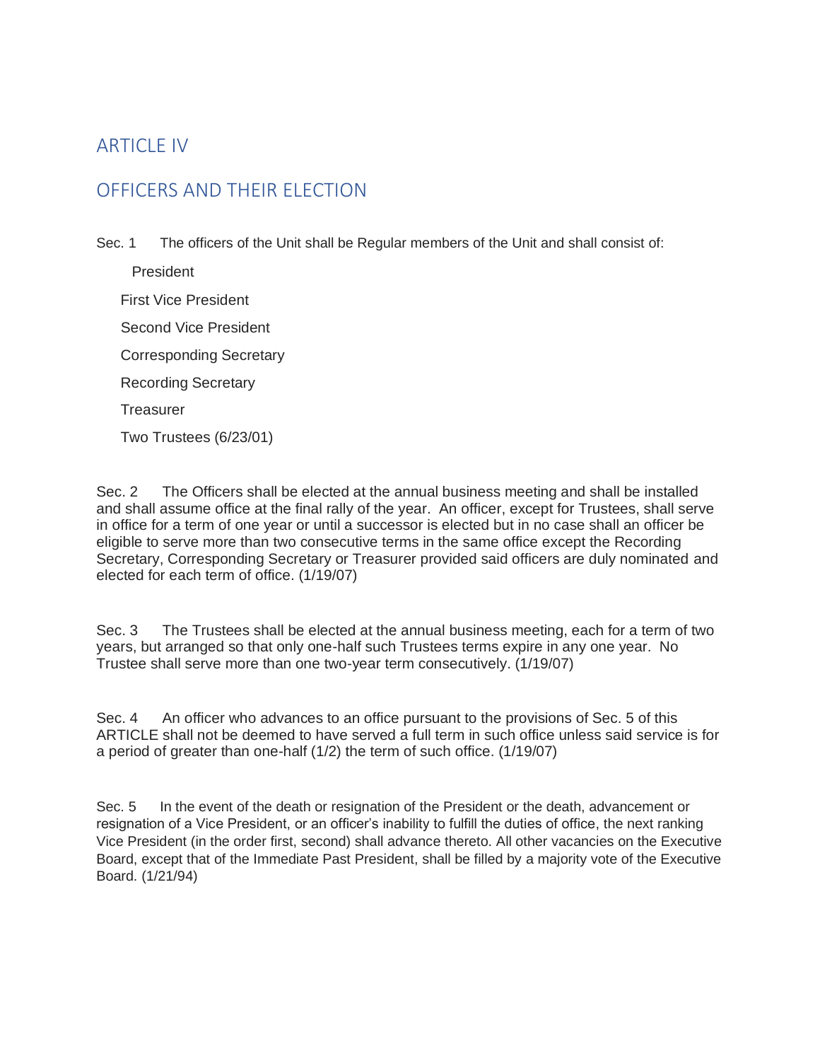## ARTICLE IV

## OFFICERS AND THEIR ELECTION

Sec. 1 The officers of the Unit shall be Regular members of the Unit and shall consist of:

President

First Vice President

Second Vice President

Corresponding Secretary

Recording Secretary

Treasurer

Two Trustees (6/23/01)

Sec. 2 The Officers shall be elected at the annual business meeting and shall be installed and shall assume office at the final rally of the year. An officer, except for Trustees, shall serve in office for a term of one year or until a successor is elected but in no case shall an officer be eligible to serve more than two consecutive terms in the same office except the Recording Secretary, Corresponding Secretary or Treasurer provided said officers are duly nominated and elected for each term of office. (1/19/07)

Sec. 3 The Trustees shall be elected at the annual business meeting, each for a term of two years, but arranged so that only one-half such Trustees terms expire in any one year. No Trustee shall serve more than one two-year term consecutively. (1/19/07)

Sec. 4 An officer who advances to an office pursuant to the provisions of Sec. 5 of this ARTICLE shall not be deemed to have served a full term in such office unless said service is for a period of greater than one-half (1/2) the term of such office. (1/19/07)

Sec. 5 In the event of the death or resignation of the President or the death, advancement or resignation of a Vice President, or an officer's inability to fulfill the duties of office, the next ranking Vice President (in the order first, second) shall advance thereto. All other vacancies on the Executive Board, except that of the Immediate Past President, shall be filled by a majority vote of the Executive Board. (1/21/94)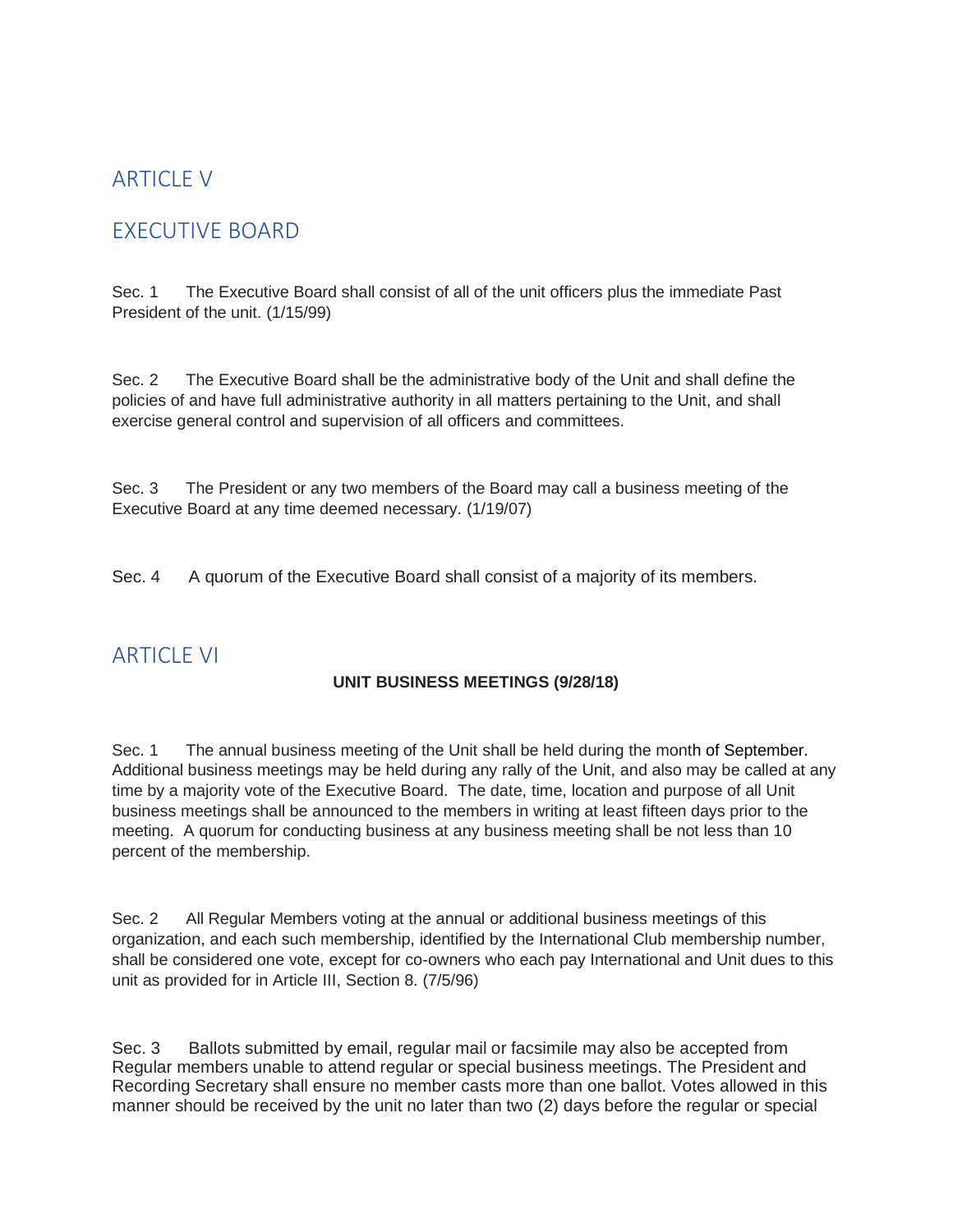## ARTICLE V

## EXECUTIVE BOARD

Sec. 1 The Executive Board shall consist of all of the unit officers plus the immediate Past President of the unit. (1/15/99)

Sec. 2 The Executive Board shall be the administrative body of the Unit and shall define the policies of and have full administrative authority in all matters pertaining to the Unit, and shall exercise general control and supervision of all officers and committees.

Sec. 3 The President or any two members of the Board may call a business meeting of the Executive Board at any time deemed necessary. (1/19/07)

Sec. 4 A quorum of the Executive Board shall consist of a majority of its members.

## ARTICLE VI

**UNIT BUSINESS MEETINGS (9/28/18)**

Sec. 1 The annual business meeting of the Unit shall be held during the month of September. Additional business meetings may be held during any rally of the Unit, and also may be called at any time by a majority vote of the Executive Board. The date, time, location and purpose of all Unit business meetings shall be announced to the members in writing at least fifteen days prior to the meeting. A quorum for conducting business at any business meeting shall be not less than 10 percent of the membership.

Sec. 2 All Regular Members voting at the annual or additional business meetings of this organization, and each such membership, identified by the International Club membership number, shall be considered one vote, except for co-owners who each pay International and Unit dues to this unit as provided for in Article III, Section 8. (7/5/96)

Sec. 3 Ballots submitted by email, regular mail or facsimile may also be accepted from Regular members unable to attend regular or special business meetings. The President and Recording Secretary shall ensure no member casts more than one ballot. Votes allowed in this manner should be received by the unit no later than two (2) days before the regular or special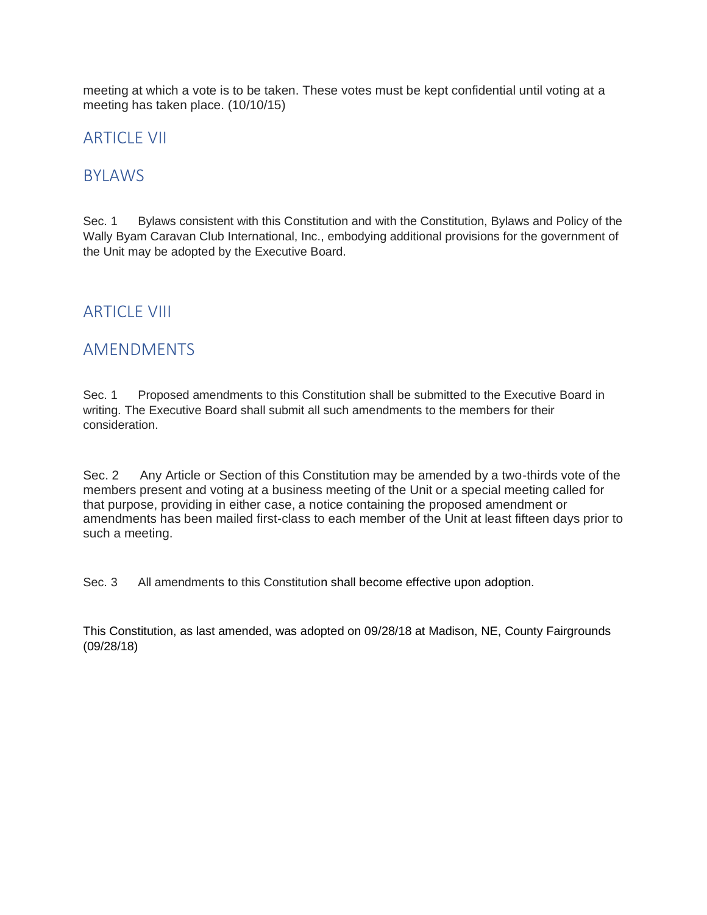meeting at which a vote is to be taken. These votes must be kept confidential until voting at a meeting has taken place. (10/10/15)

## ARTICLE VII

## BYLAWS

Sec. 1 Bylaws consistent with this Constitution and with the Constitution, Bylaws and Policy of the Wally Byam Caravan Club International, Inc., embodying additional provisions for the government of the Unit may be adopted by the Executive Board.

## ARTICLE VIII

## AMENDMENTS

Sec. 1 Proposed amendments to this Constitution shall be submitted to the Executive Board in writing. The Executive Board shall submit all such amendments to the members for their consideration.

Sec. 2 Any Article or Section of this Constitution may be amended by a two-thirds vote of the members present and voting at a business meeting of the Unit or a special meeting called for that purpose, providing in either case, a notice containing the proposed amendment or amendments has been mailed first-class to each member of the Unit at least fifteen days prior to such a meeting.

Sec. 3 All amendments to this Constitution shall become effective upon adoption.

This Constitution, as last amended, was adopted on 09/28/18 at Madison, NE, County Fairgrounds (09/28/18)